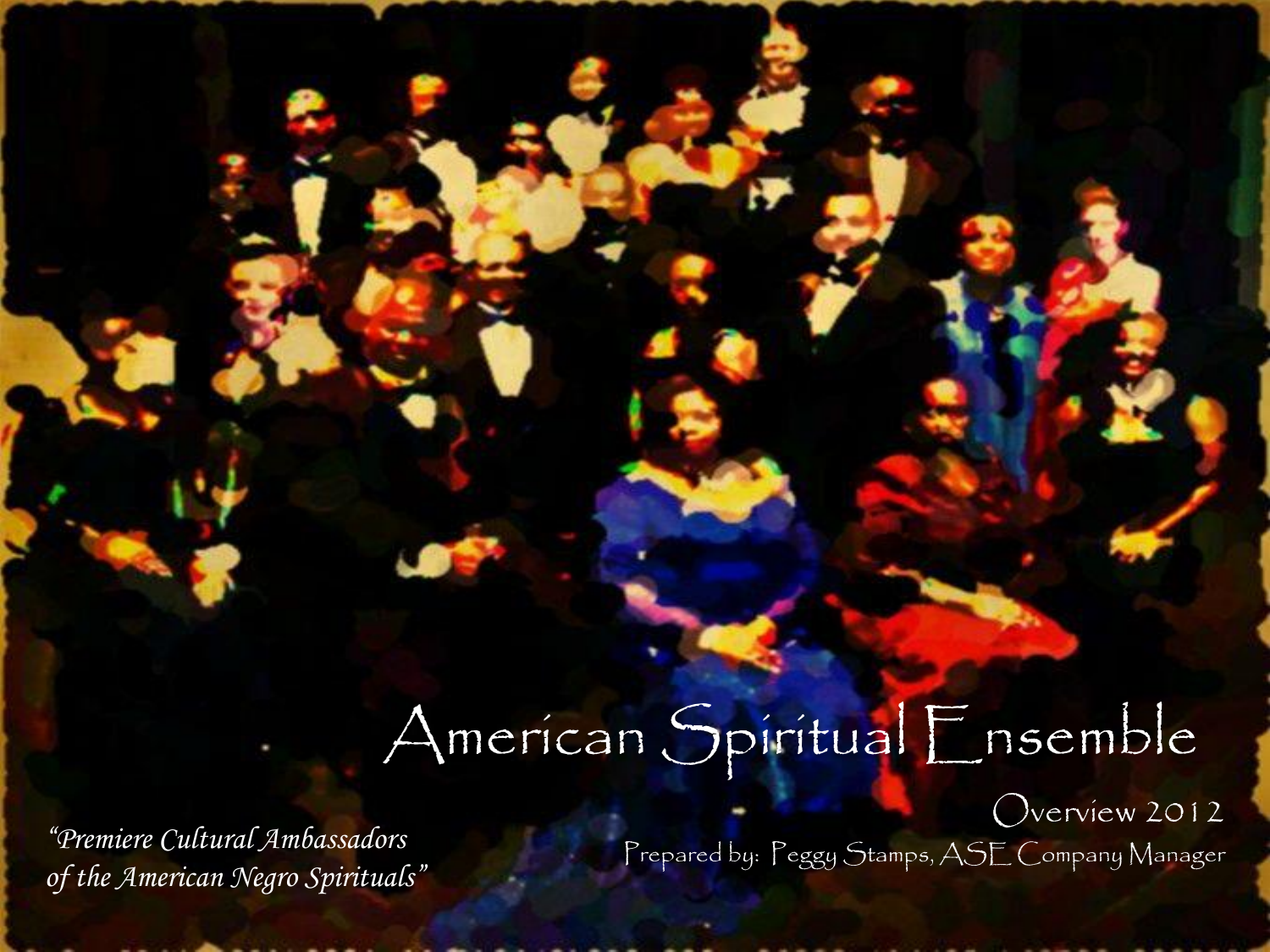# American Spiritual Ensemble

## Overview 2012

Prepared by: Peggy Stamps, ASE Company Manager

*"Premiere Cultural Ambassadors of the American Negro Spirituals"*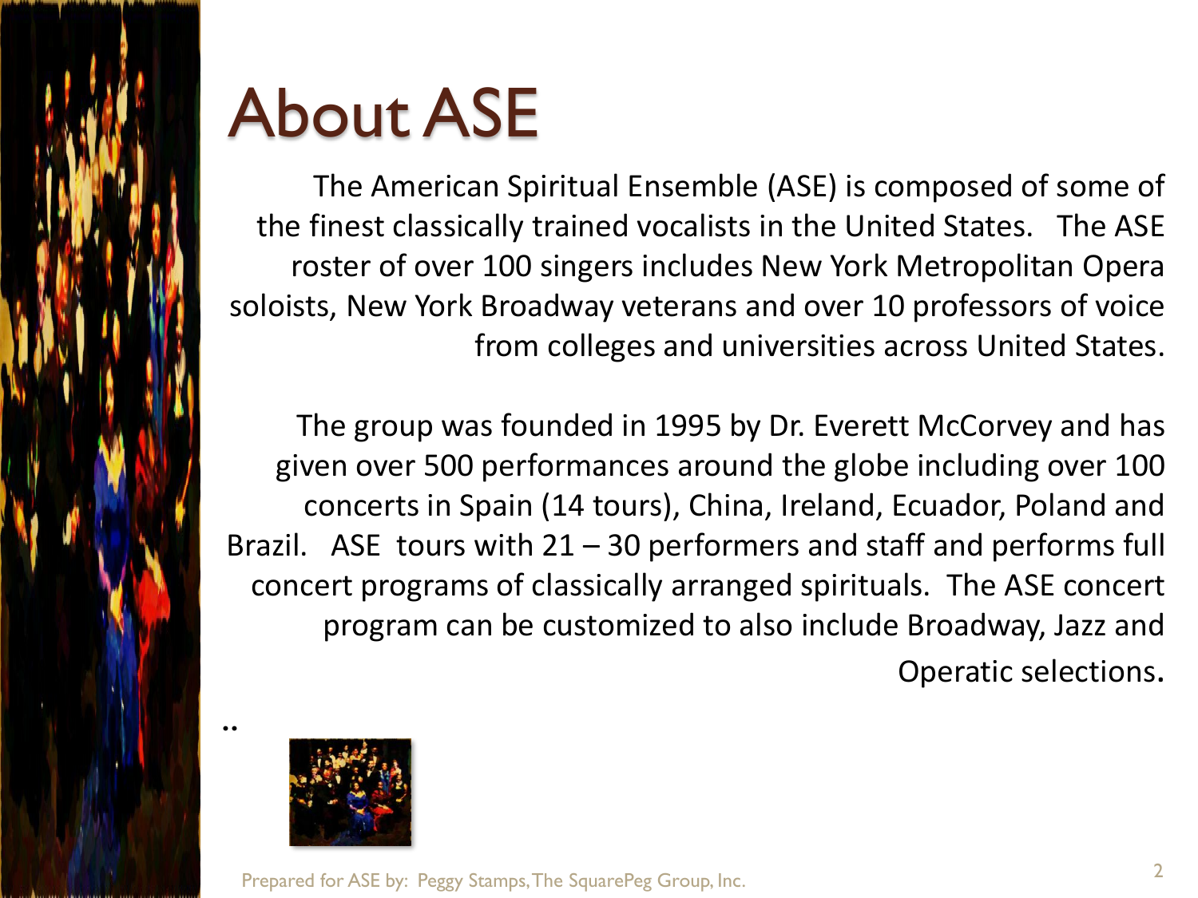# About ASE

The American Spiritual Ensemble (ASE) is composed of some of the finest classically trained vocalists in the United States. The ASE roster of over 100 singers includes New York Metropolitan Opera soloists, New York Broadway veterans and over 10 professors of voice from colleges and universities across United States.

The group was founded in 1995 by Dr. Everett McCorvey and has given over 500 performances around the globe including over 100 concerts in Spain (14 tours), China, Ireland, Ecuador, Poland and Brazil. ASE tours with 21 – 30 performers and staff and performs full concert programs of classically arranged spirituals. The ASE concert program can be customized to also include Broadway, Jazz and Operatic selections.

..

Prepared for ASE by: Peggy Stamps, The SquarePeg Group, Inc.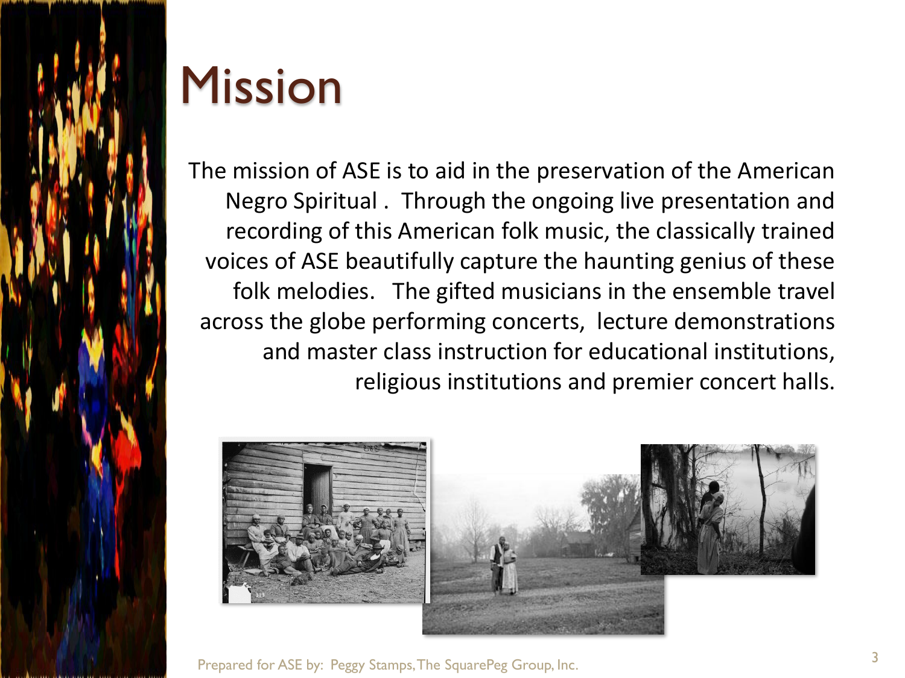# Mission

The mission of ASE is to aid in the preservation of the American Negro Spiritual . Through the ongoing live presentation and recording of this American folk music, the classically trained voices of ASE beautifully capture the haunting genius of these folk melodies. The gifted musicians in the ensemble travel across the globe performing concerts, lecture demonstrations and master class instruction for educational institutions, religious institutions and premier concert halls.

Prepared for ASE by: Peggy Stamps, The SquarePeg Group, Inc.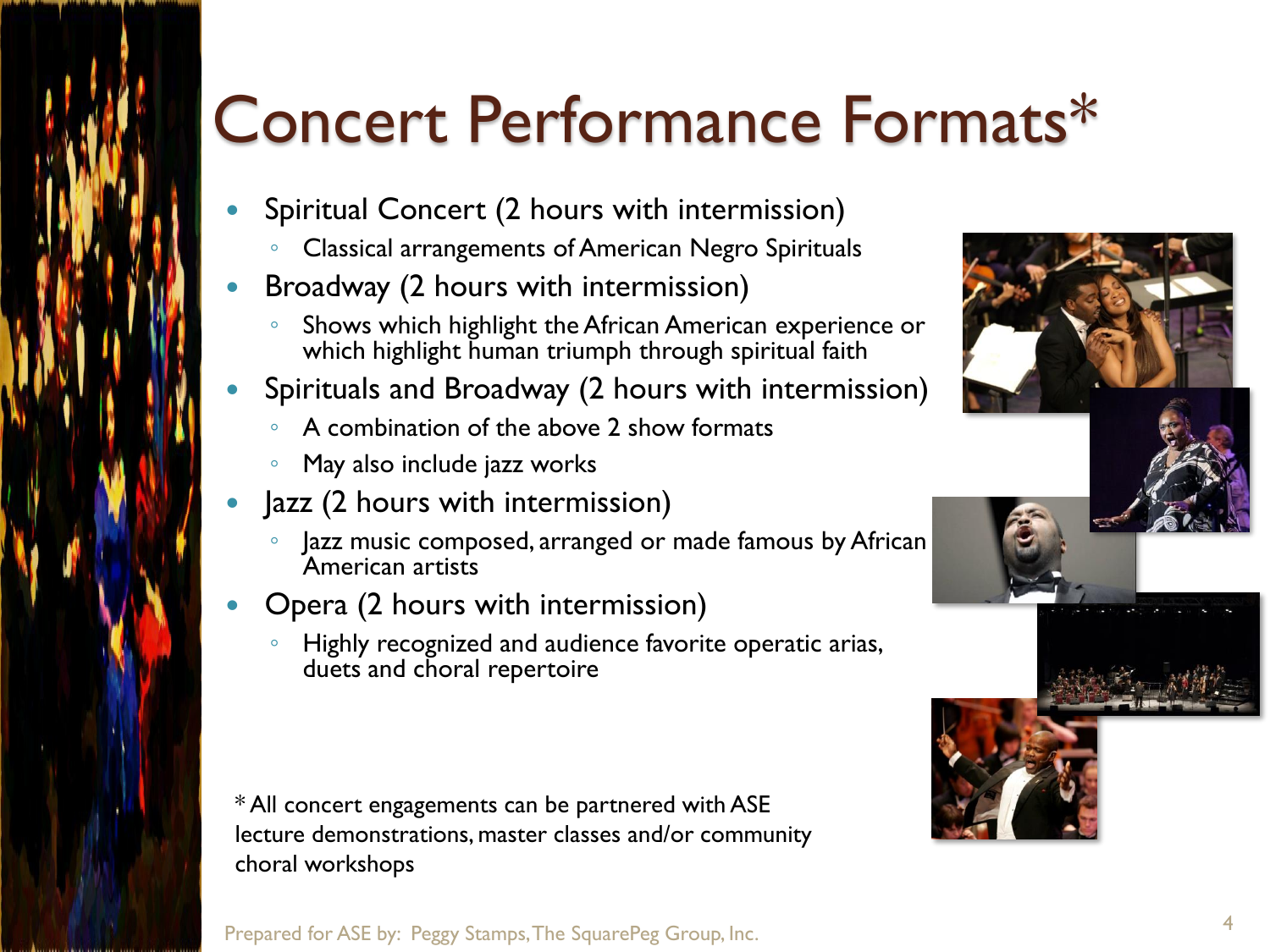# Concert Performance Formats*

- Spiritual Concert (2 hours with intermission)
  - Classical arrangements of American Negro Spirituals
- Broadway (2 hours with intermission)
  - Shows which highlight the African American experience or which highlight human triumph through spiritual faith
- Spirituals and Broadway (2 hours with intermission)
  - A combination of the above 2 show formats
  - May also include jazz works
- Jazz (2 hours with intermission)
  - Jazz music composed, arranged or made famous by African American artists
- Opera (2 hours with intermission)
  - Highly recognized and audience favorite operatic arias, duets and choral repertoire

* All concert engagements can be partnered with ASE lecture demonstrations, master classes and/or community choral workshops

Prepared for ASE by: Peggy Stamps, The SquarePeg Group, Inc.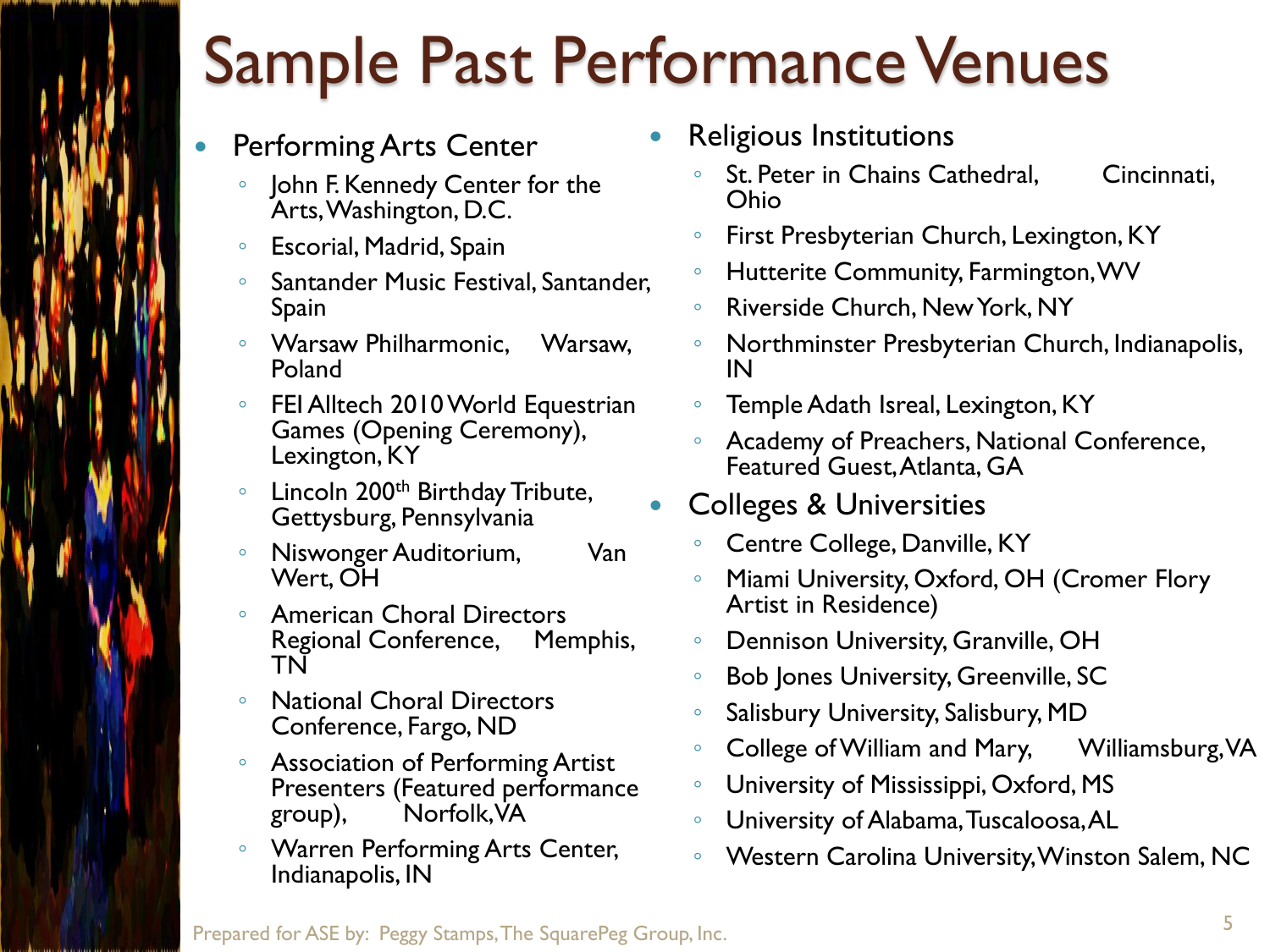# Sample Past Performance Venues

- Performing Arts Center
  - John F. Kennedy Center for the Arts, Washington, D.C.
  - Escorial, Madrid, Spain
  - Santander Music Festival, Santander, Spain
  - Warsaw Philharmonic, Warsaw, Poland
  - FEI Alltech 2010 World Equestrian Games (Opening Ceremony), Lexington, KY
  - Lincoln 200th Birthday Tribute, Gettysburg, Pennsylvania
  - Niswonger Auditorium, Van Wert, OH
  - American Choral Directors Regional Conference, Memphis, TN
  - National Choral Directors Conference, Fargo, ND
  - Association of Performing Artist Presenters (Featured performance group), Norfolk, VA
  - Warren Performing Arts Center, Indianapolis, IN
- Religious Institutions
  - St. Peter in Chains Cathedral, Cincinnati, Ohio
  - First Presbyterian Church, Lexington, KY
  - Hutterite Community, Farmington, WV
  - Riverside Church, New York, NY
  - Northminster Presbyterian Church, Indianapolis, IN
  - Temple Adath Isreal, Lexington, KY
  - Academy of Preachers, National Conference, Featured Guest, Atlanta, GA
- Colleges & Universities
  - Centre College, Danville, KY
  - Miami University, Oxford, OH (Cromer Flory Artist in Residence)
  - Dennison University, Granville, OH
  - Bob Jones University, Greenville, SC
  - Salisbury University, Salisbury, MD
  - College of William and Mary, Williamsburg, VA
  - University of Mississippi, Oxford, MS
  - University of Alabama, Tuscaloosa, AL
  - Western Carolina University, Winston Salem, NC

Prepared for ASE by: Peggy Stamps, The SquarePeg Group, Inc.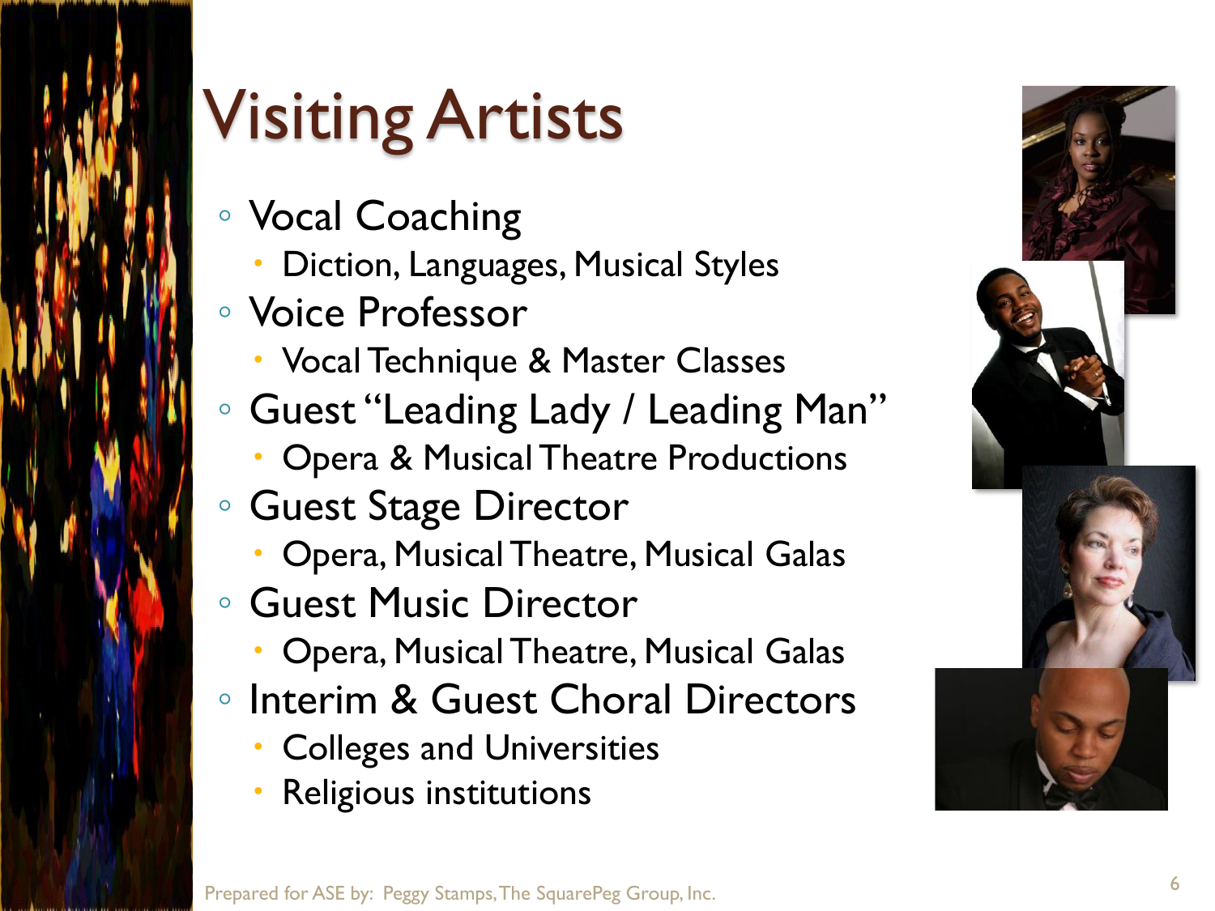# Visiting Artists

- Vocal Coaching
  - Diction, Languages, Musical Styles
- Voice Professor
  - Vocal Technique & Master Classes
- Guest "Leading Lady / Leading Man"
  - Opera & Musical Theatre Productions
- Guest Stage Director
  - Opera, Musical Theatre, Musical Galas
- Guest Music Director
  - Opera, Musical Theatre, Musical Galas
- Interim & Guest Choral Directors
  - Colleges and Universities
  - Religious institutions

Prepared for ASE by: Peggy Stamps, The SquarePeg Group, Inc.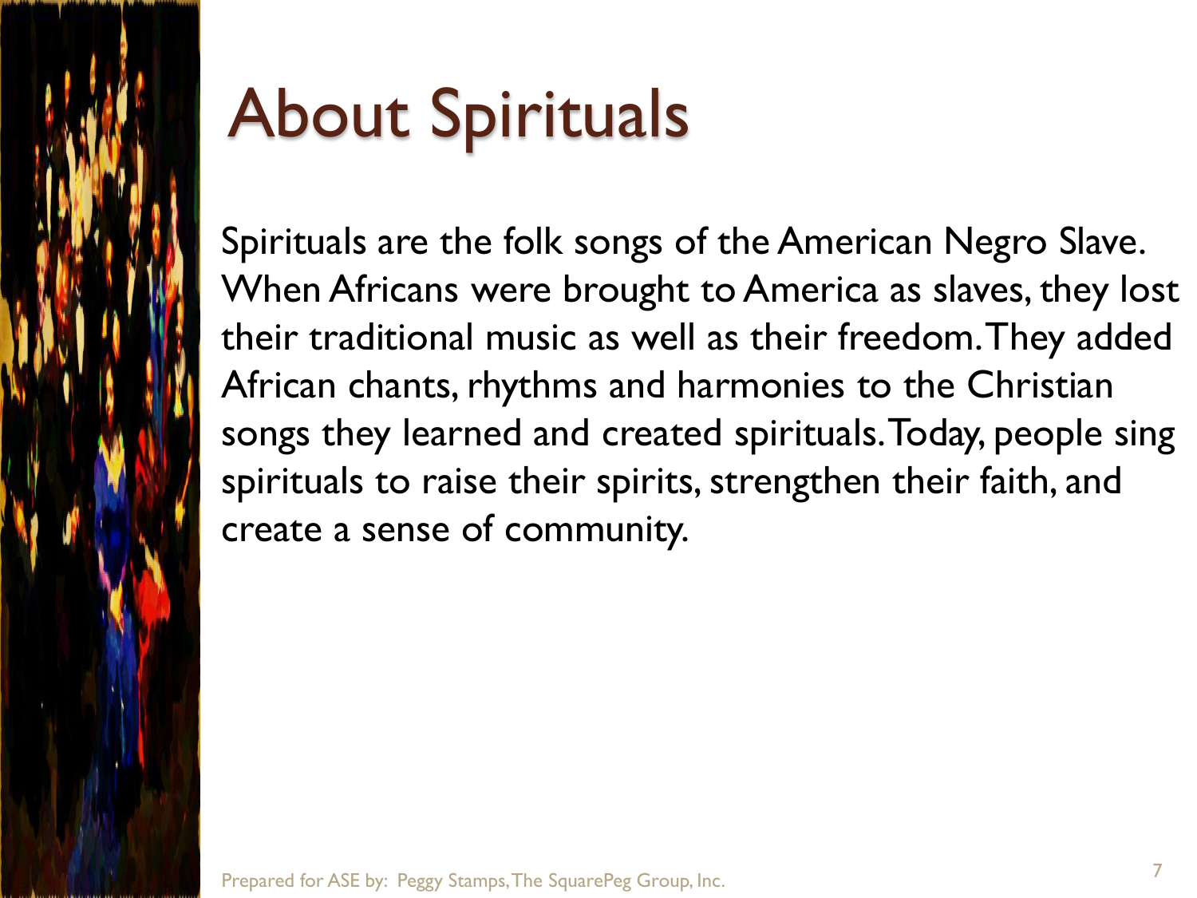# About Spirituals

Spirituals are the folk songs of the American Negro Slave. When Africans were brought to America as slaves, they lost their traditional music as well as their freedom. They added African chants, rhythms and harmonies to the Christian songs they learned and created spirituals. Today, people sing spirituals to raise their spirits, strengthen their faith, and create a sense of community.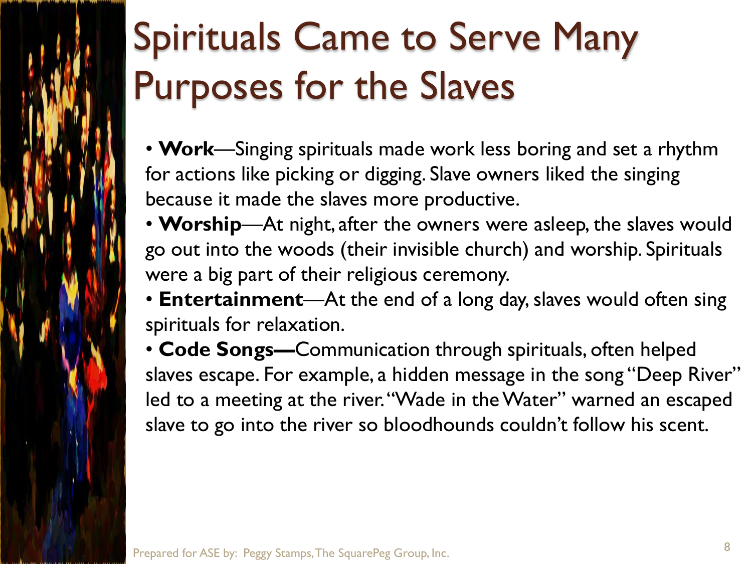# Spirituals Came to Serve Many Purposes for the Slaves

- **Work**—Singing spirituals made work less boring and set a rhythm for actions like picking or digging. Slave owners liked the singing because it made the slaves more productive.
- **Worship**—At night, after the owners were asleep, the slaves would go out into the woods (their invisible church) and worship. Spirituals were a big part of their religious ceremony.
- **Entertainment**—At the end of a long day, slaves would often sing spirituals for relaxation.
- **Code Songs—**Communication through spirituals, often helped slaves escape. For example, a hidden message in the song "Deep River" led to a meeting at the river. "Wade in the Water" warned an escaped slave to go into the river so bloodhounds couldn't follow his scent.

Prepared for ASE by: Peggy Stamps, The SquarePeg Group, Inc.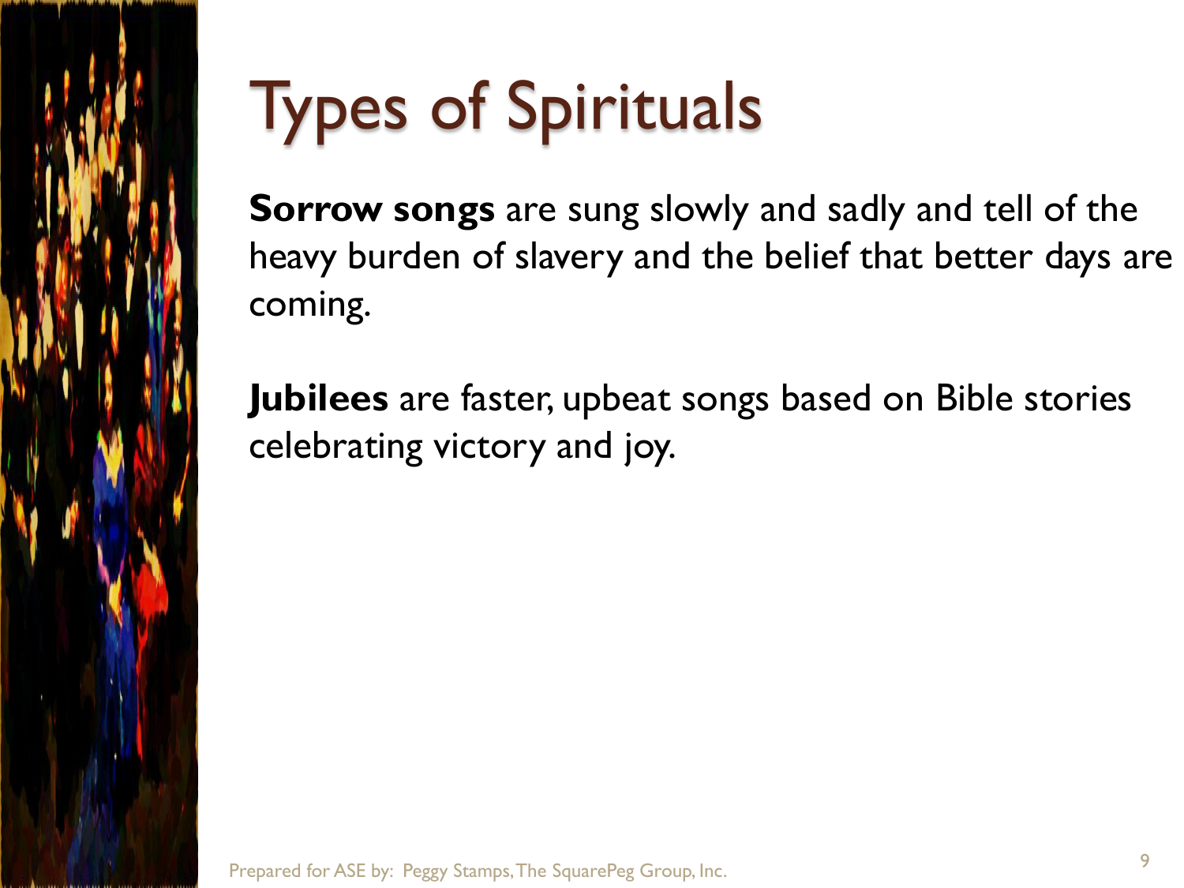# Types of Spirituals

**Sorrow songs** are sung slowly and sadly and tell of the heavy burden of slavery and the belief that better days are coming.

**Jubilees** are faster, upbeat songs based on Bible stories celebrating victory and joy.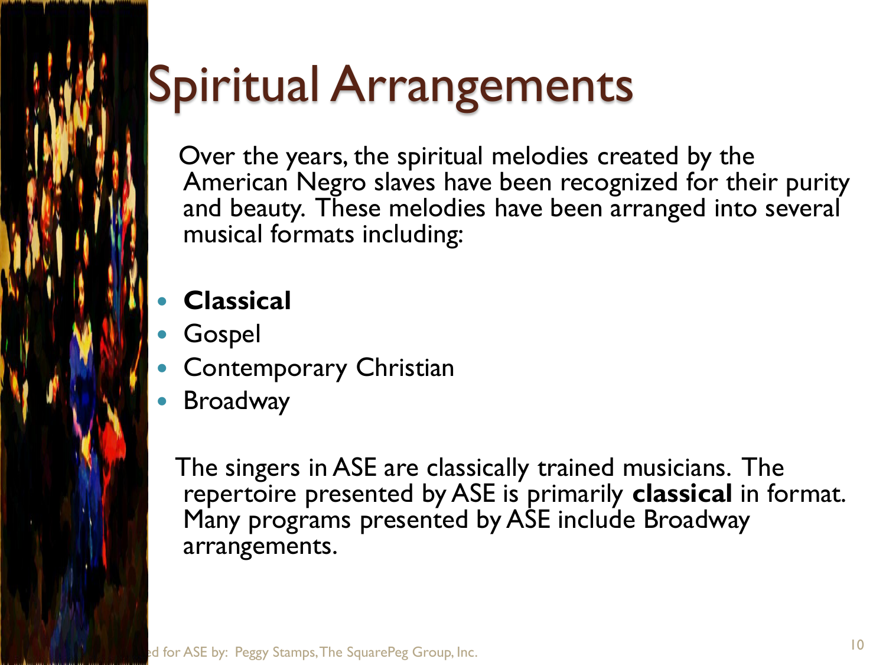# Spiritual Arrangements

Over the years, the spiritual melodies created by the American Negro slaves have been recognized for their purity and beauty. These melodies have been arranged into several musical formats including:

- **Classical**
- Gospel
- Contemporary Christian
- Broadway

The singers in ASE are classically trained musicians. The repertoire presented by ASE is primarily **classical** in format. Many programs presented by ASE include Broadway arrangements.